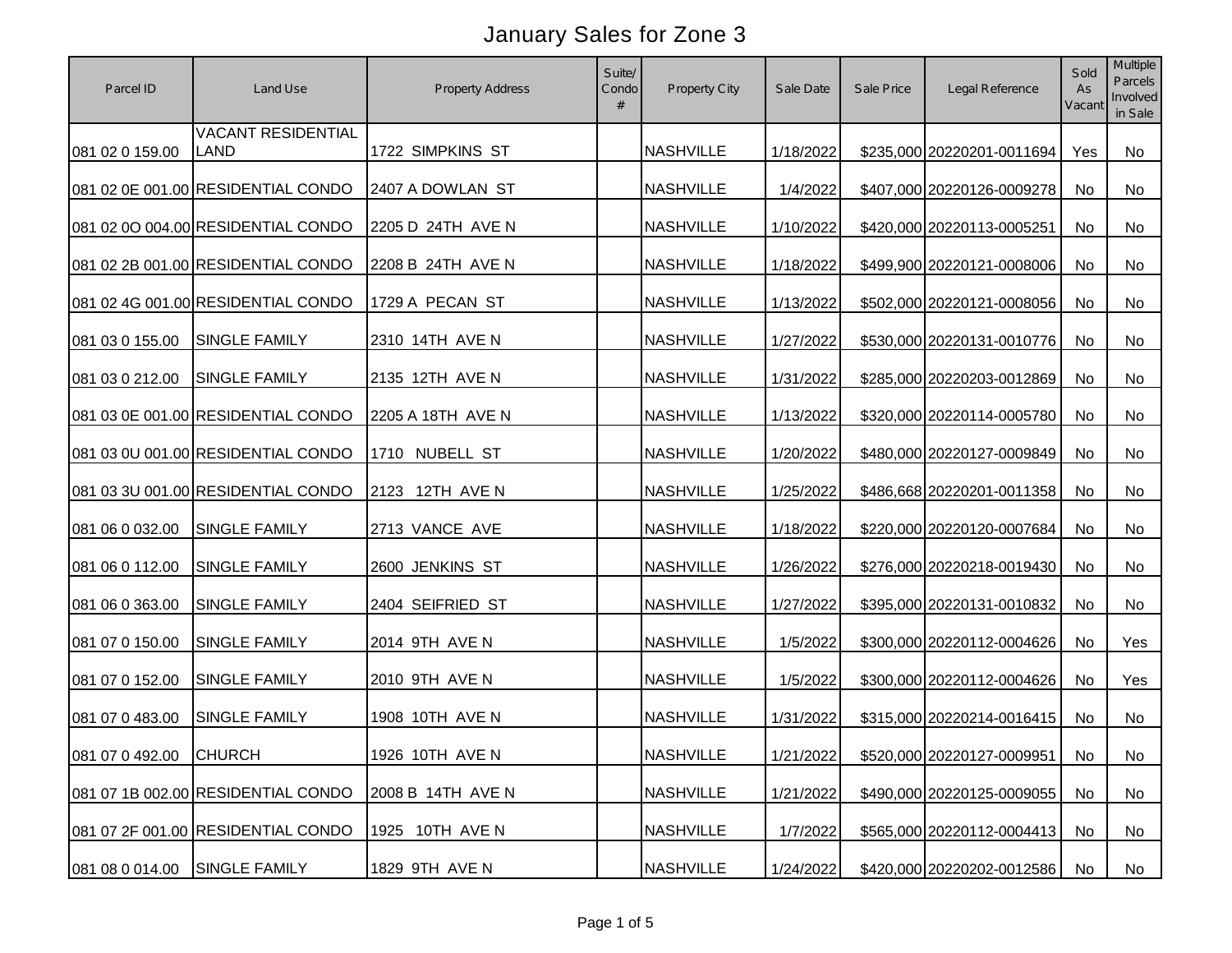# January Sales for Zone 3

| Parcel ID | Land Use | Property Address | Suite/ Condo # | Property City | Sale Date | Sale Price | Legal Reference | Sold As Vacant | Multiple Parcels Involved in Sale |
|---|---|---|---|---|---|---|---|---|---|
| 081 02 0 159.00 | VACANT RESIDENTIAL LAND | 1722 SIMPKINS ST | | NASHVILLE | 1/18/2022 | $235,000 | 20220201-0011694 | Yes | No |
| 081 02 0E 001.00 | RESIDENTIAL CONDO | 2407 A DOWLAN ST | | NASHVILLE | 1/4/2022 | $407,000 | 20220126-0009278 | No | No |
| 081 02 0O 004.00 | RESIDENTIAL CONDO | 2205 D 24TH AVE N | | NASHVILLE | 1/10/2022 | $420,000 | 20220113-0005251 | No | No |
| 081 02 2B 001.00 | RESIDENTIAL CONDO | 2208 B 24TH AVE N | | NASHVILLE | 1/18/2022 | $499,900 | 20220121-0008006 | No | No |
| 081 02 4G 001.00 | RESIDENTIAL CONDO | 1729 A PECAN ST | | NASHVILLE | 1/13/2022 | $502,000 | 20220121-0008056 | No | No |
| 081 03 0 155.00 | SINGLE FAMILY | 2310 14TH AVE N | | NASHVILLE | 1/27/2022 | $530,000 | 20220131-0010776 | No | No |
| 081 03 0 212.00 | SINGLE FAMILY | 2135 12TH AVE N | | NASHVILLE | 1/31/2022 | $285,000 | 20220203-0012869 | No | No |
| 081 03 0E 001.00 | RESIDENTIAL CONDO | 2205 A 18TH AVE N | | NASHVILLE | 1/13/2022 | $320,000 | 20220114-0005780 | No | No |
| 081 03 0U 001.00 | RESIDENTIAL CONDO | 1710 NUBELL ST | | NASHVILLE | 1/20/2022 | $480,000 | 20220127-0009849 | No | No |
| 081 03 3U 001.00 | RESIDENTIAL CONDO | 2123 12TH AVE N | | NASHVILLE | 1/25/2022 | $486,668 | 20220201-0011358 | No | No |
| 081 06 0 032.00 | SINGLE FAMILY | 2713 VANCE AVE | | NASHVILLE | 1/18/2022 | $220,000 | 20220120-0007684 | No | No |
| 081 06 0 112.00 | SINGLE FAMILY | 2600 JENKINS ST | | NASHVILLE | 1/26/2022 | $276,000 | 20220218-0019430 | No | No |
| 081 06 0 363.00 | SINGLE FAMILY | 2404 SEIFRIED ST | | NASHVILLE | 1/27/2022 | $395,000 | 20220131-0010832 | No | No |
| 081 07 0 150.00 | SINGLE FAMILY | 2014 9TH AVE N | | NASHVILLE | 1/5/2022 | $300,000 | 20220112-0004626 | No | Yes |
| 081 07 0 152.00 | SINGLE FAMILY | 2010 9TH AVE N | | NASHVILLE | 1/5/2022 | $300,000 | 20220112-0004626 | No | Yes |
| 081 07 0 483.00 | SINGLE FAMILY | 1908 10TH AVE N | | NASHVILLE | 1/31/2022 | $315,000 | 20220214-0016415 | No | No |
| 081 07 0 492.00 | CHURCH | 1926 10TH AVE N | | NASHVILLE | 1/21/2022 | $520,000 | 20220127-0009951 | No | No |
| 081 07 1B 002.00 | RESIDENTIAL CONDO | 2008 B 14TH AVE N | | NASHVILLE | 1/21/2022 | $490,000 | 20220125-0009055 | No | No |
| 081 07 2F 001.00 | RESIDENTIAL CONDO | 1925 10TH AVE N | | NASHVILLE | 1/7/2022 | $565,000 | 20220112-0004413 | No | No |
| 081 08 0 014.00 | SINGLE FAMILY | 1829 9TH AVE N | | NASHVILLE | 1/24/2022 | $420,000 | 20220202-0012586 | No | No |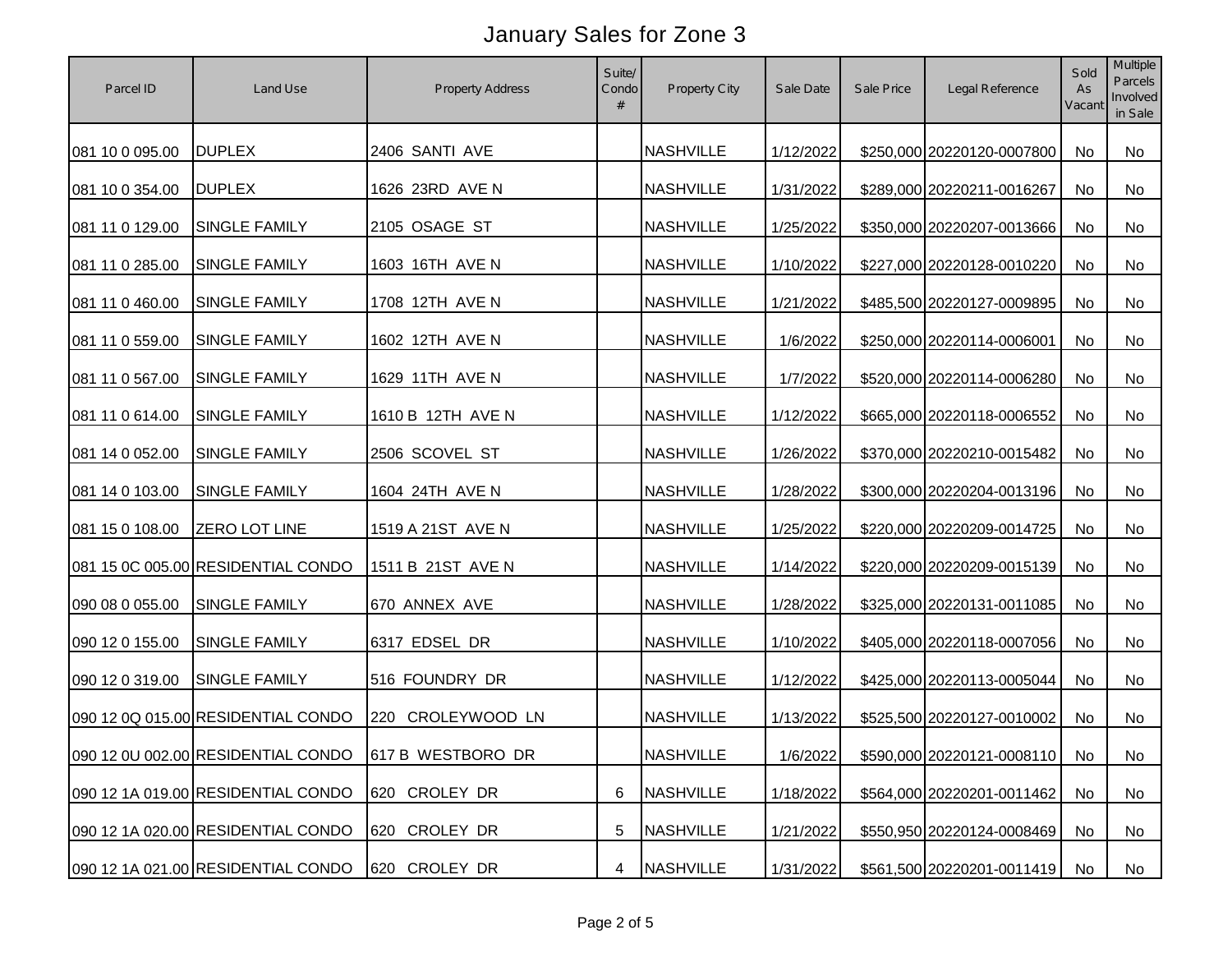# January Sales for Zone 3

| Parcel ID | Land Use | Property Address | Suite/ Condo # | Property City | Sale Date | Sale Price | Legal Reference | Sold As Vacant | Multiple Parcels Involved in Sale |
|---|---|---|---|---|---|---|---|---|---|
| 081 10 0 095.00 | DUPLEX | 2406 SANTI AVE | | NASHVILLE | 1/12/2022 | $250,000 | 20220120-0007800 | No | No |
| 081 10 0 354.00 | DUPLEX | 1626 23RD AVE N | | NASHVILLE | 1/31/2022 | $289,000 | 20220211-0016267 | No | No |
| 081 11 0 129.00 | SINGLE FAMILY | 2105 OSAGE ST | | NASHVILLE | 1/25/2022 | $350,000 | 20220207-0013666 | No | No |
| 081 11 0 285.00 | SINGLE FAMILY | 1603 16TH AVE N | | NASHVILLE | 1/10/2022 | $227,000 | 20220128-0010220 | No | No |
| 081 11 0 460.00 | SINGLE FAMILY | 1708 12TH AVE N | | NASHVILLE | 1/21/2022 | $485,500 | 20220127-0009895 | No | No |
| 081 11 0 559.00 | SINGLE FAMILY | 1602 12TH AVE N | | NASHVILLE | 1/6/2022 | $250,000 | 20220114-0006001 | No | No |
| 081 11 0 567.00 | SINGLE FAMILY | 1629 11TH AVE N | | NASHVILLE | 1/7/2022 | $520,000 | 20220114-0006280 | No | No |
| 081 11 0 614.00 | SINGLE FAMILY | 1610 B 12TH AVE N | | NASHVILLE | 1/12/2022 | $665,000 | 20220118-0006552 | No | No |
| 081 14 0 052.00 | SINGLE FAMILY | 2506 SCOVEL ST | | NASHVILLE | 1/26/2022 | $370,000 | 20220210-0015482 | No | No |
| 081 14 0 103.00 | SINGLE FAMILY | 1604 24TH AVE N | | NASHVILLE | 1/28/2022 | $300,000 | 20220204-0013196 | No | No |
| 081 15 0 108.00 | ZERO LOT LINE | 1519 A 21ST AVE N | | NASHVILLE | 1/25/2022 | $220,000 | 20220209-0014725 | No | No |
| 081 15 0C 005.00 | RESIDENTIAL CONDO | 1511 B 21ST AVE N | | NASHVILLE | 1/14/2022 | $220,000 | 20220209-0015139 | No | No |
| 090 08 0 055.00 | SINGLE FAMILY | 670 ANNEX AVE | | NASHVILLE | 1/28/2022 | $325,000 | 20220131-0011085 | No | No |
| 090 12 0 155.00 | SINGLE FAMILY | 6317 EDSEL DR | | NASHVILLE | 1/10/2022 | $405,000 | 20220118-0007056 | No | No |
| 090 12 0 319.00 | SINGLE FAMILY | 516 FOUNDRY DR | | NASHVILLE | 1/12/2022 | $425,000 | 20220113-0005044 | No | No |
| 090 12 0Q 015.00 | RESIDENTIAL CONDO | 220 CROLEYWOOD LN | | NASHVILLE | 1/13/2022 | $525,500 | 20220127-0010002 | No | No |
| 090 12 0U 002.00 | RESIDENTIAL CONDO | 617 B WESTBORO DR | | NASHVILLE | 1/6/2022 | $590,000 | 20220121-0008110 | No | No |
| 090 12 1A 019.00 | RESIDENTIAL CONDO | 620 CROLEY DR | 6 | NASHVILLE | 1/18/2022 | $564,000 | 20220201-0011462 | No | No |
| 090 12 1A 020.00 | RESIDENTIAL CONDO | 620 CROLEY DR | 5 | NASHVILLE | 1/21/2022 | $550,950 | 20220124-0008469 | No | No |
| 090 12 1A 021.00 | RESIDENTIAL CONDO | 620 CROLEY DR | 4 | NASHVILLE | 1/31/2022 | $561,500 | 20220201-0011419 | No | No |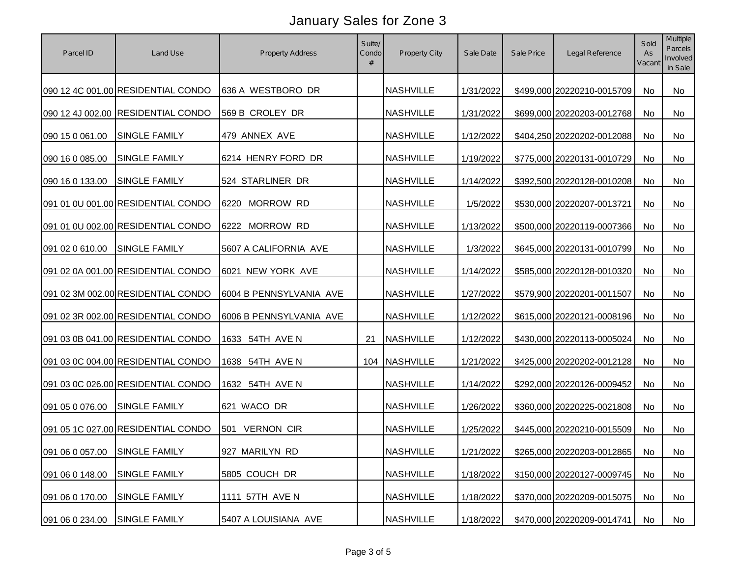# January Sales for Zone 3

| Parcel ID | Land Use | Property Address | Suite/ Condo # | Property City | Sale Date | Sale Price | Legal Reference | Sold As Vacant | Multiple Parcels Involved in Sale |
|---|---|---|---|---|---|---|---|---|---|
| 090 12 4C 001.00 | RESIDENTIAL CONDO | 636 A WESTBORO DR | | NASHVILLE | 1/31/2022 | $499,000 | 20220210-0015709 | No | No |
| 090 12 4J 002.00 | RESIDENTIAL CONDO | 569 B CROLEY DR | | NASHVILLE | 1/31/2022 | $699,000 | 20220203-0012768 | No | No |
| 090 15 0 061.00 | SINGLE FAMILY | 479 ANNEX AVE | | NASHVILLE | 1/12/2022 | $404,250 | 20220202-0012088 | No | No |
| 090 16 0 085.00 | SINGLE FAMILY | 6214 HENRY FORD DR | | NASHVILLE | 1/19/2022 | $775,000 | 20220131-0010729 | No | No |
| 090 16 0 133.00 | SINGLE FAMILY | 524 STARLINER DR | | NASHVILLE | 1/14/2022 | $392,500 | 20220128-0010208 | No | No |
| 091 01 0U 001.00 | RESIDENTIAL CONDO | 6220 MORROW RD | | NASHVILLE | 1/5/2022 | $530,000 | 20220207-0013721 | No | No |
| 091 01 0U 002.00 | RESIDENTIAL CONDO | 6222 MORROW RD | | NASHVILLE | 1/13/2022 | $500,000 | 20220119-0007366 | No | No |
| 091 02 0 610.00 | SINGLE FAMILY | 5607 A CALIFORNIA AVE | | NASHVILLE | 1/3/2022 | $645,000 | 20220131-0010799 | No | No |
| 091 02 0A 001.00 | RESIDENTIAL CONDO | 6021 NEW YORK AVE | | NASHVILLE | 1/14/2022 | $585,000 | 20220128-0010320 | No | No |
| 091 02 3M 002.00 | RESIDENTIAL CONDO | 6004 B PENNSYLVANIA AVE | | NASHVILLE | 1/27/2022 | $579,900 | 20220201-0011507 | No | No |
| 091 02 3R 002.00 | RESIDENTIAL CONDO | 6006 B PENNSYLVANIA AVE | | NASHVILLE | 1/12/2022 | $615,000 | 20220121-0008196 | No | No |
| 091 03 0B 041.00 | RESIDENTIAL CONDO | 1633 54TH AVE N | 21 | NASHVILLE | 1/12/2022 | $430,000 | 20220113-0005024 | No | No |
| 091 03 0C 004.00 | RESIDENTIAL CONDO | 1638 54TH AVE N | 104 | NASHVILLE | 1/21/2022 | $425,000 | 20220202-0012128 | No | No |
| 091 03 0C 026.00 | RESIDENTIAL CONDO | 1632 54TH AVE N | | NASHVILLE | 1/14/2022 | $292,000 | 20220126-0009452 | No | No |
| 091 05 0 076.00 | SINGLE FAMILY | 621 WACO DR | | NASHVILLE | 1/26/2022 | $360,000 | 20220225-0021808 | No | No |
| 091 05 1C 027.00 | RESIDENTIAL CONDO | 501 VERNON CIR | | NASHVILLE | 1/25/2022 | $445,000 | 20220210-0015509 | No | No |
| 091 06 0 057.00 | SINGLE FAMILY | 927 MARILYN RD | | NASHVILLE | 1/21/2022 | $265,000 | 20220203-0012865 | No | No |
| 091 06 0 148.00 | SINGLE FAMILY | 5805 COUCH DR | | NASHVILLE | 1/18/2022 | $150,000 | 20220127-0009745 | No | No |
| 091 06 0 170.00 | SINGLE FAMILY | 1111 57TH AVE N | | NASHVILLE | 1/18/2022 | $370,000 | 20220209-0015075 | No | No |
| 091 06 0 234.00 | SINGLE FAMILY | 5407 A LOUISIANA AVE | | NASHVILLE | 1/18/2022 | $470,000 | 20220209-0014741 | No | No |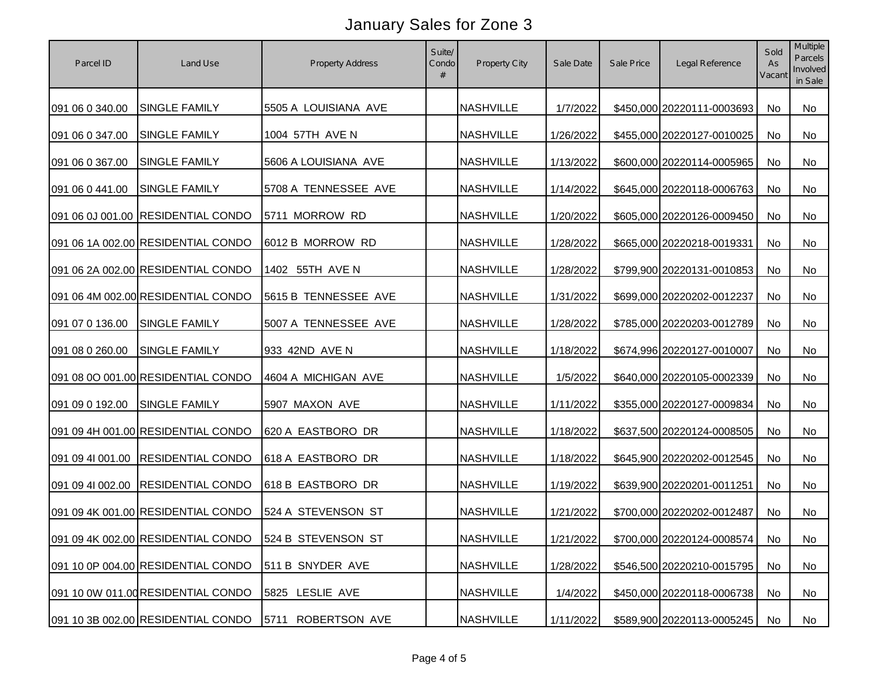# January Sales for Zone 3

| Parcel ID | Land Use | Property Address | Suite/ Condo # | Property City | Sale Date | Sale Price | Legal Reference | Sold As Vacant | Multiple Parcels Involved in Sale |
|---|---|---|---|---|---|---|---|---|---|
| 091 06 0 340.00 | SINGLE FAMILY | 5505 A LOUISIANA AVE | | NASHVILLE | 1/7/2022 | $450,000 | 20220111-0003693 | No | No |
| 091 06 0 347.00 | SINGLE FAMILY | 1004 57TH AVE N | | NASHVILLE | 1/26/2022 | $455,000 | 20220127-0010025 | No | No |
| 091 06 0 367.00 | SINGLE FAMILY | 5606 A LOUISIANA AVE | | NASHVILLE | 1/13/2022 | $600,000 | 20220114-0005965 | No | No |
| 091 06 0 441.00 | SINGLE FAMILY | 5708 A TENNESSEE AVE | | NASHVILLE | 1/14/2022 | $645,000 | 20220118-0006763 | No | No |
| 091 06 0J 001.00 | RESIDENTIAL CONDO | 5711 MORROW RD | | NASHVILLE | 1/20/2022 | $605,000 | 20220126-0009450 | No | No |
| 091 06 1A 002.00 | RESIDENTIAL CONDO | 6012 B MORROW RD | | NASHVILLE | 1/28/2022 | $665,000 | 20220218-0019331 | No | No |
| 091 06 2A 002.00 | RESIDENTIAL CONDO | 1402 55TH AVE N | | NASHVILLE | 1/28/2022 | $799,900 | 20220131-0010853 | No | No |
| 091 06 4M 002.00 | RESIDENTIAL CONDO | 5615 B TENNESSEE AVE | | NASHVILLE | 1/31/2022 | $699,000 | 20220202-0012237 | No | No |
| 091 07 0 136.00 | SINGLE FAMILY | 5007 A TENNESSEE AVE | | NASHVILLE | 1/28/2022 | $785,000 | 20220203-0012789 | No | No |
| 091 08 0 260.00 | SINGLE FAMILY | 933 42ND AVE N | | NASHVILLE | 1/18/2022 | $674,996 | 20220127-0010007 | No | No |
| 091 08 0O 001.00 | RESIDENTIAL CONDO | 4604 A MICHIGAN AVE | | NASHVILLE | 1/5/2022 | $640,000 | 20220105-0002339 | No | No |
| 091 09 0 192.00 | SINGLE FAMILY | 5907 MAXON AVE | | NASHVILLE | 1/11/2022 | $355,000 | 20220127-0009834 | No | No |
| 091 09 4H 001.00 | RESIDENTIAL CONDO | 620 A EASTBORO DR | | NASHVILLE | 1/18/2022 | $637,500 | 20220124-0008505 | No | No |
| 091 09 4I 001.00 | RESIDENTIAL CONDO | 618 A EASTBORO DR | | NASHVILLE | 1/18/2022 | $645,900 | 20220202-0012545 | No | No |
| 091 09 4I 002.00 | RESIDENTIAL CONDO | 618 B EASTBORO DR | | NASHVILLE | 1/19/2022 | $639,900 | 20220201-0011251 | No | No |
| 091 09 4K 001.00 | RESIDENTIAL CONDO | 524 A STEVENSON ST | | NASHVILLE | 1/21/2022 | $700,000 | 20220202-0012487 | No | No |
| 091 09 4K 002.00 | RESIDENTIAL CONDO | 524 B STEVENSON ST | | NASHVILLE | 1/21/2022 | $700,000 | 20220124-0008574 | No | No |
| 091 10 0P 004.00 | RESIDENTIAL CONDO | 511 B SNYDER AVE | | NASHVILLE | 1/28/2022 | $546,500 | 20220210-0015795 | No | No |
| 091 10 0W 011.00 | RESIDENTIAL CONDO | 5825 LESLIE AVE | | NASHVILLE | 1/4/2022 | $450,000 | 20220118-0006738 | No | No |
| 091 10 3B 002.00 | RESIDENTIAL CONDO | 5711 ROBERTSON AVE | | NASHVILLE | 1/11/2022 | $589,900 | 20220113-0005245 | No | No |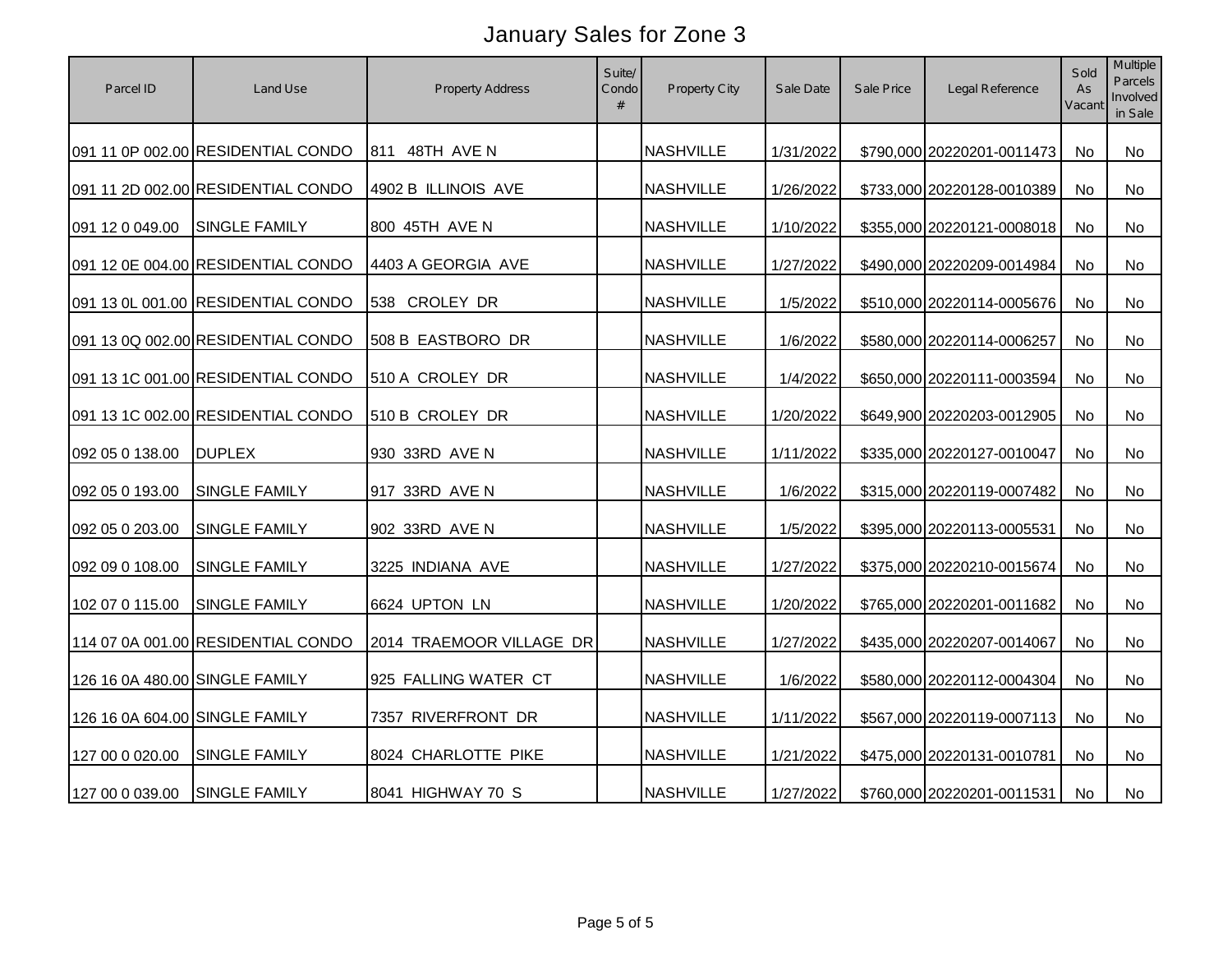# January Sales for Zone 3

| Parcel ID | Land Use | Property Address | Suite/ Condo # | Property City | Sale Date | Sale Price | Legal Reference | Sold As Vacant | Multiple Parcels Involved in Sale |
|---|---|---|---|---|---|---|---|---|---|
| 091 11 0P 002.00 | RESIDENTIAL CONDO | 811 48TH AVE N | | NASHVILLE | 1/31/2022 | $790,000 | 20220201-0011473 | No | No |
| 091 11 2D 002.00 | RESIDENTIAL CONDO | 4902 B ILLINOIS AVE | | NASHVILLE | 1/26/2022 | $733,000 | 20220128-0010389 | No | No |
| 091 12 0 049.00 | SINGLE FAMILY | 800 45TH AVE N | | NASHVILLE | 1/10/2022 | $355,000 | 20220121-0008018 | No | No |
| 091 12 0E 004.00 | RESIDENTIAL CONDO | 4403 A GEORGIA AVE | | NASHVILLE | 1/27/2022 | $490,000 | 20220209-0014984 | No | No |
| 091 13 0L 001.00 | RESIDENTIAL CONDO | 538 CROLEY DR | | NASHVILLE | 1/5/2022 | $510,000 | 20220114-0005676 | No | No |
| 091 13 0Q 002.00 | RESIDENTIAL CONDO | 508 B EASTBORO DR | | NASHVILLE | 1/6/2022 | $580,000 | 20220114-0006257 | No | No |
| 091 13 1C 001.00 | RESIDENTIAL CONDO | 510 A CROLEY DR | | NASHVILLE | 1/4/2022 | $650,000 | 20220111-0003594 | No | No |
| 091 13 1C 002.00 | RESIDENTIAL CONDO | 510 B CROLEY DR | | NASHVILLE | 1/20/2022 | $649,900 | 20220203-0012905 | No | No |
| 092 05 0 138.00 | DUPLEX | 930 33RD AVE N | | NASHVILLE | 1/11/2022 | $335,000 | 20220127-0010047 | No | No |
| 092 05 0 193.00 | SINGLE FAMILY | 917 33RD AVE N | | NASHVILLE | 1/6/2022 | $315,000 | 20220119-0007482 | No | No |
| 092 05 0 203.00 | SINGLE FAMILY | 902 33RD AVE N | | NASHVILLE | 1/5/2022 | $395,000 | 20220113-0005531 | No | No |
| 092 09 0 108.00 | SINGLE FAMILY | 3225 INDIANA AVE | | NASHVILLE | 1/27/2022 | $375,000 | 20220210-0015674 | No | No |
| 102 07 0 115.00 | SINGLE FAMILY | 6624 UPTON LN | | NASHVILLE | 1/20/2022 | $765,000 | 20220201-0011682 | No | No |
| 114 07 0A 001.00 | RESIDENTIAL CONDO | 2014 TRAEMOOR VILLAGE DR | | NASHVILLE | 1/27/2022 | $435,000 | 20220207-0014067 | No | No |
| 126 16 0A 480.00 | SINGLE FAMILY | 925 FALLING WATER CT | | NASHVILLE | 1/6/2022 | $580,000 | 20220112-0004304 | No | No |
| 126 16 0A 604.00 | SINGLE FAMILY | 7357 RIVERFRONT DR | | NASHVILLE | 1/11/2022 | $567,000 | 20220119-0007113 | No | No |
| 127 00 0 020.00 | SINGLE FAMILY | 8024 CHARLOTTE PIKE | | NASHVILLE | 1/21/2022 | $475,000 | 20220131-0010781 | No | No |
| 127 00 0 039.00 | SINGLE FAMILY | 8041 HIGHWAY 70 S | | NASHVILLE | 1/27/2022 | $760,000 | 20220201-0011531 | No | No |